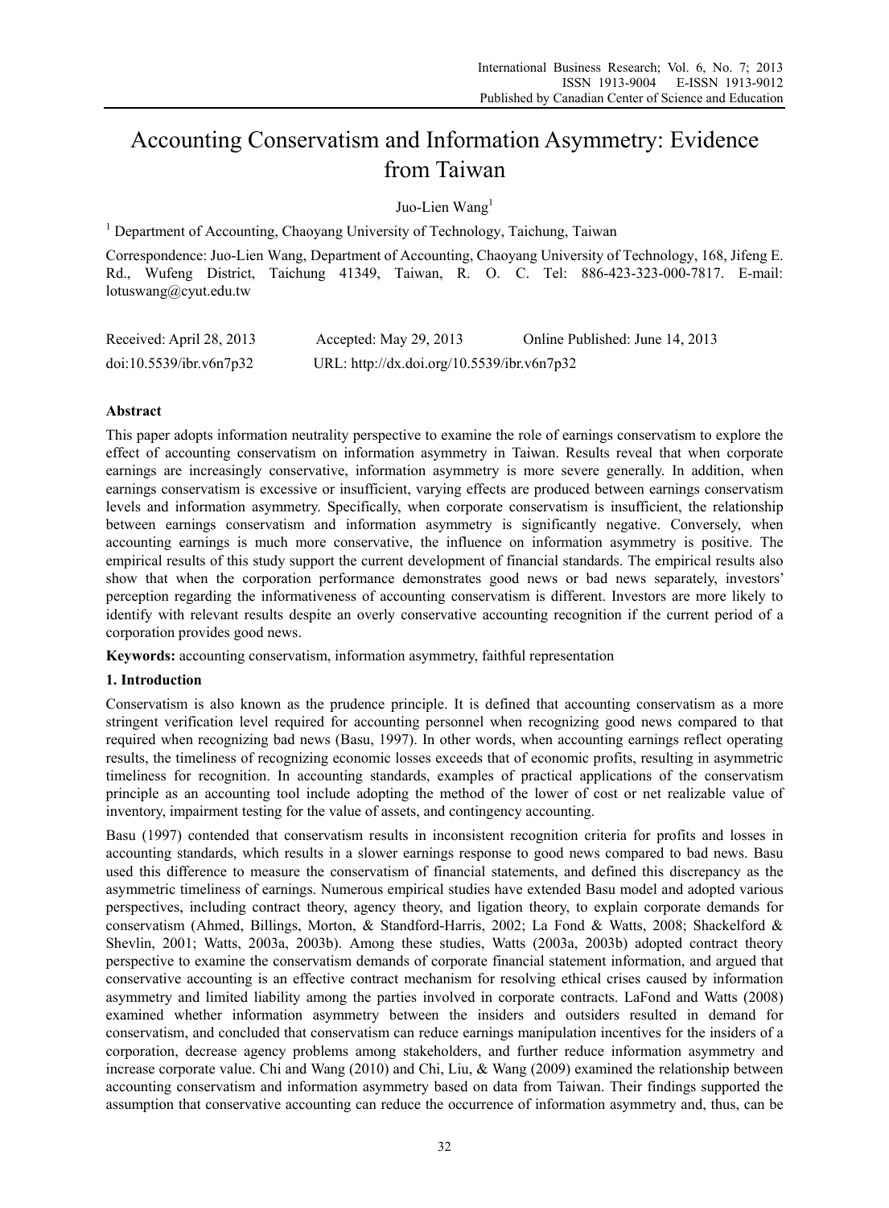# Accounting Conservatism and Information Asymmetry: Evidence from Taiwan

Juo-Lien Wang[1]

[1] Department of Accounting, Chaoyang University of Technology, Taichung, Taiwan

Correspondence: Juo-Lien Wang, Department of Accounting, Chaoyang University of Technology, 168, Jifeng E. Rd., Wufeng District, Taichung 41349, Taiwan, R. O. C. Tel: 886-423-323-000-7817. E-mail: lotuswang@cyut.edu.tw

Received: April 28, 2013 Accepted: May 29, 2013 Online Published: June 14, 2013

doi:10.5539/ibr.v6n7p32 URL: http://dx.doi.org/10.5539/ibr.v6n7p32

## Abstract

This paper adopts information neutrality perspective to examine the role of earnings conservatism to explore the effect of accounting conservatism on information asymmetry in Taiwan. Results reveal that when corporate earnings are increasingly conservative, information asymmetry is more severe generally. In addition, when earnings conservatism is excessive or insufficient, varying effects are produced between earnings conservatism levels and information asymmetry. Specifically, when corporate conservatism is insufficient, the relationship between earnings conservatism and information asymmetry is significantly negative. Conversely, when accounting earnings is much more conservative, the influence on information asymmetry is positive. The empirical results of this study support the current development of financial standards. The empirical results also show that when the corporation performance demonstrates good news or bad news separately, investors' perception regarding the informativeness of accounting conservatism is different. Investors are more likely to identify with relevant results despite an overly conservative accounting recognition if the current period of a corporation provides good news.

**Keywords:** accounting conservatism, information asymmetry, faithful representation

## 1. Introduction

Conservatism is also known as the prudence principle. It is defined that accounting conservatism as a more stringent verification level required for accounting personnel when recognizing good news compared to that required when recognizing bad news (Basu, 1997). In other words, when accounting earnings reflect operating results, the timeliness of recognizing economic losses exceeds that of economic profits, resulting in asymmetric timeliness for recognition. In accounting standards, examples of practical applications of the conservatism principle as an accounting tool include adopting the method of the lower of cost or net realizable value of inventory, impairment testing for the value of assets, and contingency accounting.

Basu (1997) contended that conservatism results in inconsistent recognition criteria for profits and losses in accounting standards, which results in a slower earnings response to good news compared to bad news. Basu used this difference to measure the conservatism of financial statements, and defined this discrepancy as the asymmetric timeliness of earnings. Numerous empirical studies have extended Basu model and adopted various perspectives, including contract theory, agency theory, and ligation theory, to explain corporate demands for conservatism (Ahmed, Billings, Morton, & Standford-Harris, 2002; La Fond & Watts, 2008; Shackelford & Shevlin, 2001; Watts, 2003a, 2003b). Among these studies, Watts (2003a, 2003b) adopted contract theory perspective to examine the conservatism demands of corporate financial statement information, and argued that conservative accounting is an effective contract mechanism for resolving ethical crises caused by information asymmetry and limited liability among the parties involved in corporate contracts. LaFond and Watts (2008) examined whether information asymmetry between the insiders and outsiders resulted in demand for conservatism, and concluded that conservatism can reduce earnings manipulation incentives for the insiders of a corporation, decrease agency problems among stakeholders, and further reduce information asymmetry and increase corporate value. Chi and Wang (2010) and Chi, Liu, & Wang (2009) examined the relationship between accounting conservatism and information asymmetry based on data from Taiwan. Their findings supported the assumption that conservative accounting can reduce the occurrence of information asymmetry and, thus, can be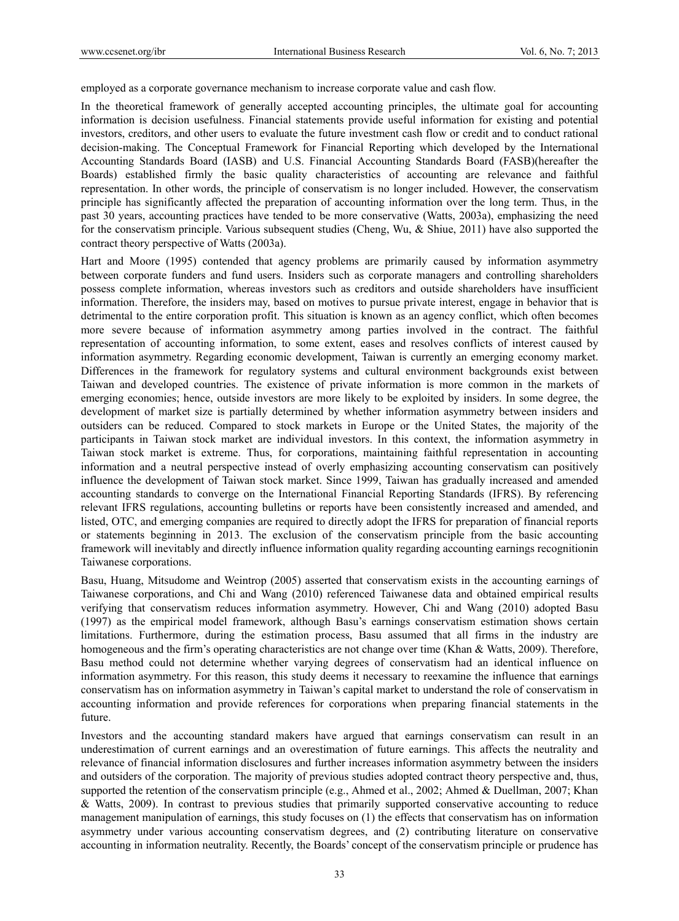employed as a corporate governance mechanism to increase corporate value and cash flow.

In the theoretical framework of generally accepted accounting principles, the ultimate goal for accounting information is decision usefulness. Financial statements provide useful information for existing and potential investors, creditors, and other users to evaluate the future investment cash flow or credit and to conduct rational decision-making. The Conceptual Framework for Financial Reporting which developed by the International Accounting Standards Board (IASB) and U.S. Financial Accounting Standards Board (FASB)(hereafter the Boards) established firmly the basic quality characteristics of accounting are relevance and faithful representation. In other words, the principle of conservatism is no longer included. However, the conservatism principle has significantly affected the preparation of accounting information over the long term. Thus, in the past 30 years, accounting practices have tended to be more conservative (Watts, 2003a), emphasizing the need for the conservatism principle. Various subsequent studies (Cheng, Wu, & Shiue, 2011) have also supported the contract theory perspective of Watts (2003a).

Hart and Moore (1995) contended that agency problems are primarily caused by information asymmetry between corporate funders and fund users. Insiders such as corporate managers and controlling shareholders possess complete information, whereas investors such as creditors and outside shareholders have insufficient information. Therefore, the insiders may, based on motives to pursue private interest, engage in behavior that is detrimental to the entire corporation profit. This situation is known as an agency conflict, which often becomes more severe because of information asymmetry among parties involved in the contract. The faithful representation of accounting information, to some extent, eases and resolves conflicts of interest caused by information asymmetry. Regarding economic development, Taiwan is currently an emerging economy market. Differences in the framework for regulatory systems and cultural environment backgrounds exist between Taiwan and developed countries. The existence of private information is more common in the markets of emerging economies; hence, outside investors are more likely to be exploited by insiders. In some degree, the development of market size is partially determined by whether information asymmetry between insiders and outsiders can be reduced. Compared to stock markets in Europe or the United States, the majority of the participants in Taiwan stock market are individual investors. In this context, the information asymmetry in Taiwan stock market is extreme. Thus, for corporations, maintaining faithful representation in accounting information and a neutral perspective instead of overly emphasizing accounting conservatism can positively influence the development of Taiwan stock market. Since 1999, Taiwan has gradually increased and amended accounting standards to converge on the International Financial Reporting Standards (IFRS). By referencing relevant IFRS regulations, accounting bulletins or reports have been consistently increased and amended, and listed, OTC, and emerging companies are required to directly adopt the IFRS for preparation of financial reports or statements beginning in 2013. The exclusion of the conservatism principle from the basic accounting framework will inevitably and directly influence information quality regarding accounting earnings recognitionin Taiwanese corporations.

Basu, Huang, Mitsudome and Weintrop (2005) asserted that conservatism exists in the accounting earnings of Taiwanese corporations, and Chi and Wang (2010) referenced Taiwanese data and obtained empirical results verifying that conservatism reduces information asymmetry. However, Chi and Wang (2010) adopted Basu (1997) as the empirical model framework, although Basu's earnings conservatism estimation shows certain limitations. Furthermore, during the estimation process, Basu assumed that all firms in the industry are homogeneous and the firm's operating characteristics are not change over time (Khan & Watts, 2009). Therefore, Basu method could not determine whether varying degrees of conservatism had an identical influence on information asymmetry. For this reason, this study deems it necessary to reexamine the influence that earnings conservatism has on information asymmetry in Taiwan's capital market to understand the role of conservatism in accounting information and provide references for corporations when preparing financial statements in the future.

Investors and the accounting standard makers have argued that earnings conservatism can result in an underestimation of current earnings and an overestimation of future earnings. This affects the neutrality and relevance of financial information disclosures and further increases information asymmetry between the insiders and outsiders of the corporation. The majority of previous studies adopted contract theory perspective and, thus, supported the retention of the conservatism principle (e.g., Ahmed et al., 2002; Ahmed & Duellman, 2007; Khan & Watts, 2009). In contrast to previous studies that primarily supported conservative accounting to reduce management manipulation of earnings, this study focuses on (1) the effects that conservatism has on information asymmetry under various accounting conservatism degrees, and (2) contributing literature on conservative accounting in information neutrality. Recently, the Boards' concept of the conservatism principle or prudence has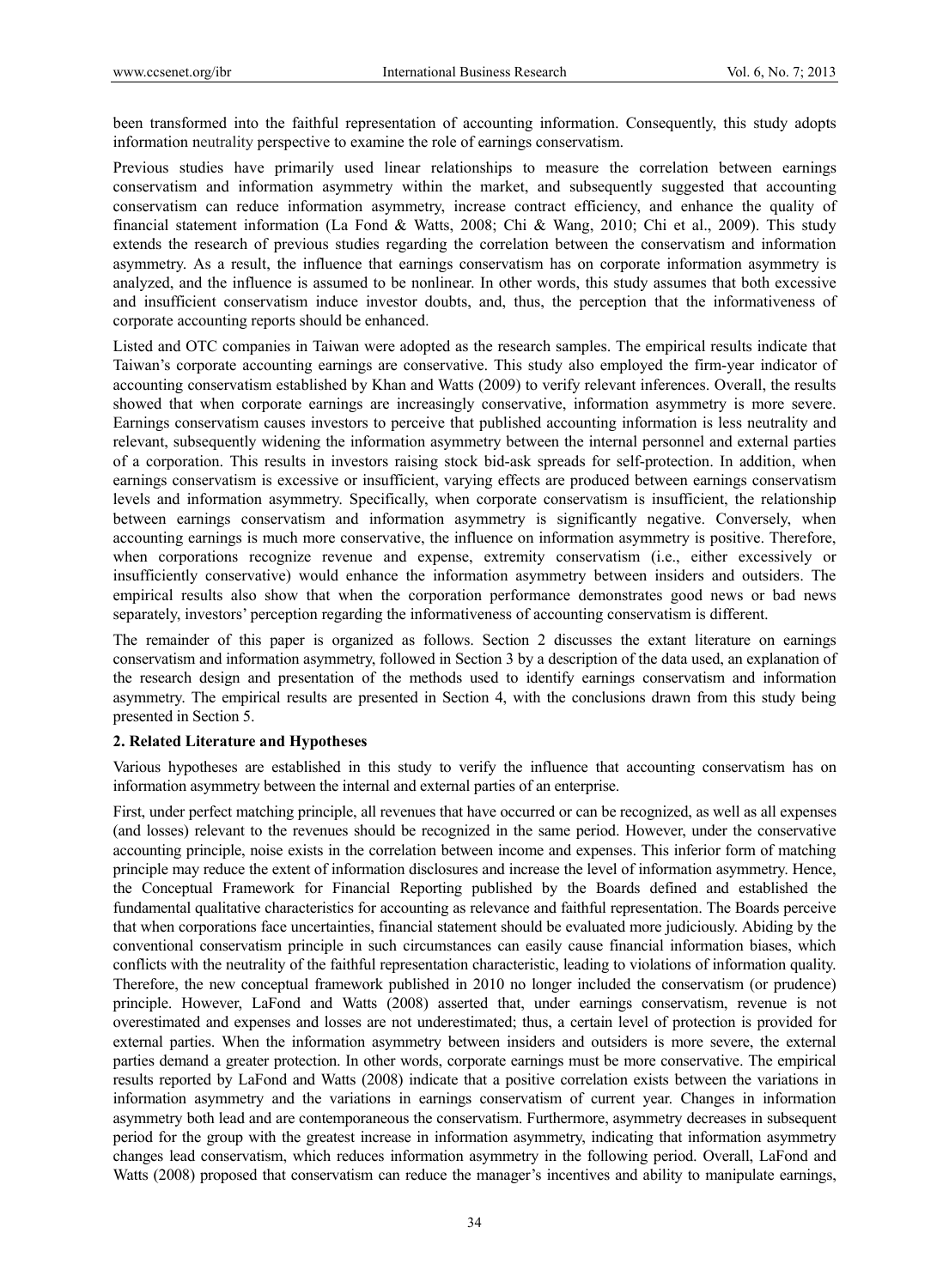been transformed into the faithful representation of accounting information. Consequently, this study adopts information neutrality perspective to examine the role of earnings conservatism.

Previous studies have primarily used linear relationships to measure the correlation between earnings conservatism and information asymmetry within the market, and subsequently suggested that accounting conservatism can reduce information asymmetry, increase contract efficiency, and enhance the quality of financial statement information (La Fond & Watts, 2008; Chi & Wang, 2010; Chi et al., 2009). This study extends the research of previous studies regarding the correlation between the conservatism and information asymmetry. As a result, the influence that earnings conservatism has on corporate information asymmetry is analyzed, and the influence is assumed to be nonlinear. In other words, this study assumes that both excessive and insufficient conservatism induce investor doubts, and, thus, the perception that the informativeness of corporate accounting reports should be enhanced.

Listed and OTC companies in Taiwan were adopted as the research samples. The empirical results indicate that Taiwan's corporate accounting earnings are conservative. This study also employed the firm-year indicator of accounting conservatism established by Khan and Watts (2009) to verify relevant inferences. Overall, the results showed that when corporate earnings are increasingly conservative, information asymmetry is more severe. Earnings conservatism causes investors to perceive that published accounting information is less neutrality and relevant, subsequently widening the information asymmetry between the internal personnel and external parties of a corporation. This results in investors raising stock bid-ask spreads for self-protection. In addition, when earnings conservatism is excessive or insufficient, varying effects are produced between earnings conservatism levels and information asymmetry. Specifically, when corporate conservatism is insufficient, the relationship between earnings conservatism and information asymmetry is significantly negative. Conversely, when accounting earnings is much more conservative, the influence on information asymmetry is positive. Therefore, when corporations recognize revenue and expense, extremity conservatism (i.e., either excessively or insufficiently conservative) would enhance the information asymmetry between insiders and outsiders. The empirical results also show that when the corporation performance demonstrates good news or bad news separately, investors' perception regarding the informativeness of accounting conservatism is different.

The remainder of this paper is organized as follows. Section 2 discusses the extant literature on earnings conservatism and information asymmetry, followed in Section 3 by a description of the data used, an explanation of the research design and presentation of the methods used to identify earnings conservatism and information asymmetry. The empirical results are presented in Section 4, with the conclusions drawn from this study being presented in Section 5.

## 2. Related Literature and Hypotheses

Various hypotheses are established in this study to verify the influence that accounting conservatism has on information asymmetry between the internal and external parties of an enterprise.

First, under perfect matching principle, all revenues that have occurred or can be recognized, as well as all expenses (and losses) relevant to the revenues should be recognized in the same period. However, under the conservative accounting principle, noise exists in the correlation between income and expenses. This inferior form of matching principle may reduce the extent of information disclosures and increase the level of information asymmetry. Hence, the Conceptual Framework for Financial Reporting published by the Boards defined and established the fundamental qualitative characteristics for accounting as relevance and faithful representation. The Boards perceive that when corporations face uncertainties, financial statement should be evaluated more judiciously. Abiding by the conventional conservatism principle in such circumstances can easily cause financial information biases, which conflicts with the neutrality of the faithful representation characteristic, leading to violations of information quality. Therefore, the new conceptual framework published in 2010 no longer included the conservatism (or prudence) principle. However, LaFond and Watts (2008) asserted that, under earnings conservatism, revenue is not overestimated and expenses and losses are not underestimated; thus, a certain level of protection is provided for external parties. When the information asymmetry between insiders and outsiders is more severe, the external parties demand a greater protection. In other words, corporate earnings must be more conservative. The empirical results reported by LaFond and Watts (2008) indicate that a positive correlation exists between the variations in information asymmetry and the variations in earnings conservatism of current year. Changes in information asymmetry both lead and are contemporaneous the conservatism. Furthermore, asymmetry decreases in subsequent period for the group with the greatest increase in information asymmetry, indicating that information asymmetry changes lead conservatism, which reduces information asymmetry in the following period. Overall, LaFond and Watts (2008) proposed that conservatism can reduce the manager's incentives and ability to manipulate earnings,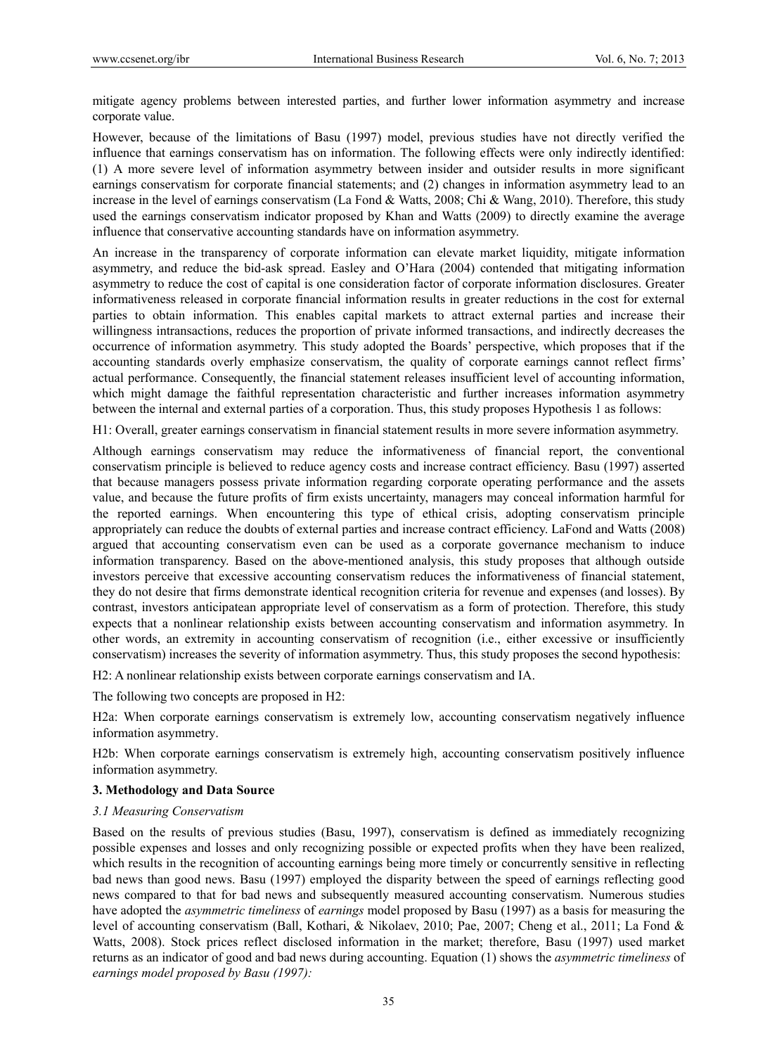mitigate agency problems between interested parties, and further lower information asymmetry and increase corporate value.

However, because of the limitations of Basu (1997) model, previous studies have not directly verified the influence that earnings conservatism has on information. The following effects were only indirectly identified: (1) A more severe level of information asymmetry between insider and outsider results in more significant earnings conservatism for corporate financial statements; and (2) changes in information asymmetry lead to an increase in the level of earnings conservatism (La Fond & Watts, 2008; Chi & Wang, 2010). Therefore, this study used the earnings conservatism indicator proposed by Khan and Watts (2009) to directly examine the average influence that conservative accounting standards have on information asymmetry.

An increase in the transparency of corporate information can elevate market liquidity, mitigate information asymmetry, and reduce the bid-ask spread. Easley and O'Hara (2004) contended that mitigating information asymmetry to reduce the cost of capital is one consideration factor of corporate information disclosures. Greater informativeness released in corporate financial information results in greater reductions in the cost for external parties to obtain information. This enables capital markets to attract external parties and increase their willingness intransactions, reduces the proportion of private informed transactions, and indirectly decreases the occurrence of information asymmetry. This study adopted the Boards' perspective, which proposes that if the accounting standards overly emphasize conservatism, the quality of corporate earnings cannot reflect firms' actual performance. Consequently, the financial statement releases insufficient level of accounting information, which might damage the faithful representation characteristic and further increases information asymmetry between the internal and external parties of a corporation. Thus, this study proposes Hypothesis 1 as follows:

H1: Overall, greater earnings conservatism in financial statement results in more severe information asymmetry.

Although earnings conservatism may reduce the informativeness of financial report, the conventional conservatism principle is believed to reduce agency costs and increase contract efficiency. Basu (1997) asserted that because managers possess private information regarding corporate operating performance and the assets value, and because the future profits of firm exists uncertainty, managers may conceal information harmful for the reported earnings. When encountering this type of ethical crisis, adopting conservatism principle appropriately can reduce the doubts of external parties and increase contract efficiency. LaFond and Watts (2008) argued that accounting conservatism even can be used as a corporate governance mechanism to induce information transparency. Based on the above-mentioned analysis, this study proposes that although outside investors perceive that excessive accounting conservatism reduces the informativeness of financial statement, they do not desire that firms demonstrate identical recognition criteria for revenue and expenses (and losses). By contrast, investors anticipatean appropriate level of conservatism as a form of protection. Therefore, this study expects that a nonlinear relationship exists between accounting conservatism and information asymmetry. In other words, an extremity in accounting conservatism of recognition (i.e., either excessive or insufficiently conservatism) increases the severity of information asymmetry. Thus, this study proposes the second hypothesis:

H2: A nonlinear relationship exists between corporate earnings conservatism and IA.

The following two concepts are proposed in H2:

H2a: When corporate earnings conservatism is extremely low, accounting conservatism negatively influence information asymmetry.

H2b: When corporate earnings conservatism is extremely high, accounting conservatism positively influence information asymmetry.

## 3. Methodology and Data Source

### 3.1 Measuring Conservatism

Based on the results of previous studies (Basu, 1997), conservatism is defined as immediately recognizing possible expenses and losses and only recognizing possible or expected profits when they have been realized, which results in the recognition of accounting earnings being more timely or concurrently sensitive in reflecting bad news than good news. Basu (1997) employed the disparity between the speed of earnings reflecting good news compared to that for bad news and subsequently measured accounting conservatism. Numerous studies have adopted the *asymmetric timeliness* of *earnings* model proposed by Basu (1997) as a basis for measuring the level of accounting conservatism (Ball, Kothari, & Nikolaev, 2010; Pae, 2007; Cheng et al., 2011; La Fond & Watts, 2008). Stock prices reflect disclosed information in the market; therefore, Basu (1997) used market returns as an indicator of good and bad news during accounting. Equation (1) shows the *asymmetric timeliness* of *earnings model proposed by Basu (1997):*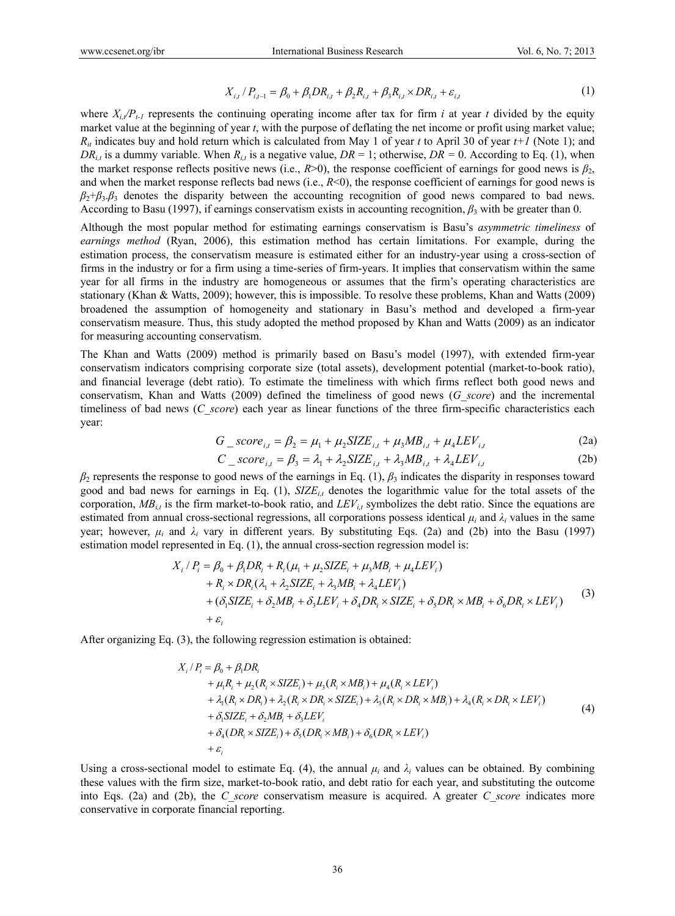$$X_{i,t} / P_{i,t-1} = \beta_0 + \beta_1 DR_{i,t} + \beta_2 R_{i,t} + \beta_3 R_{i,t} \times DR_{i,t} + \varepsilon_{i,t} \tag{1}$$

where $X_{i,t}/P_{t-1}$ represents the continuing operating income after tax for firm *i* at year *t* divided by the equity market value at the beginning of year *t*, with the purpose of deflating the net income or profit using market value; $R_{it}$ indicates buy and hold return which is calculated from May 1 of year *t* to April 30 of year *t+1* (Note 1); and $DR_{i,t}$ is a dummy variable. When $R_{i,t}$ is a negative value, $DR$ = 1; otherwise, $DR$ = 0. According to Eq. (1), when the market response reflects positive news (i.e., $R$>0), the response coefficient of earnings for good news is $\beta_2$, and when the market response reflects bad news (i.e., $R$<0), the response coefficient of earnings for good news is $\beta_2$+$\beta_3$.$\beta_3$ denotes the disparity between the accounting recognition of good news compared to bad news. According to Basu (1997), if earnings conservatism exists in accounting recognition, $\beta_3$ with be greater than 0.

Although the most popular method for estimating earnings conservatism is Basu's *asymmetric timeliness* of *earnings method* (Ryan, 2006), this estimation method has certain limitations. For example, during the estimation process, the conservatism measure is estimated either for an industry-year using a cross-section of firms in the industry or for a firm using a time-series of firm-years. It implies that conservatism within the same year for all firms in the industry are homogeneous or assumes that the firm's operating characteristics are stationary (Khan & Watts, 2009); however, this is impossible. To resolve these problems, Khan and Watts (2009) broadened the assumption of homogeneity and stationary in Basu's method and developed a firm-year conservatism measure. Thus, this study adopted the method proposed by Khan and Watts (2009) as an indicator for measuring accounting conservatism.

The Khan and Watts (2009) method is primarily based on Basu's model (1997), with extended firm-year conservatism indicators comprising corporate size (total assets), development potential (market-to-book ratio), and financial leverage (debt ratio). To estimate the timeliness with which firms reflect both good news and conservatism, Khan and Watts (2009) defined the timeliness of good news (*G_score*) and the incremental timeliness of bad news (*C_score*) each year as linear functions of the three firm-specific characteristics each year:

$$G\_score_{i,t} = \beta_2 = \mu_1 + \mu_2 SIZE_{i,t} + \mu_3 MB_{i,t} + \mu_4 LEV_{i,t} \tag{2a}$$

$$C\_score_{i,t} = \beta_3 = \lambda_1 + \lambda_2 SIZE_{i,t} + \lambda_3 MB_{i,t} + \lambda_4 LEV_{i,t} \tag{2b}$$

$\beta_2$ represents the response to good news of the earnings in Eq. (1), $\beta_3$ indicates the disparity in responses toward good and bad news for earnings in Eq. (1), $SIZE_{i,t}$ denotes the logarithmic value for the total assets of the corporation, $MB_{i,t}$ is the firm market-to-book ratio, and $LEV_{i,t}$ symbolizes the debt ratio. Since the equations are estimated from annual cross-sectional regressions, all corporations possess identical $\mu_i$ and $\lambda_i$ values in the same year; however, $\mu_i$ and $\lambda_i$ vary in different years. By substituting Eqs. (2a) and (2b) into the Basu (1997) estimation model represented in Eq. (1), the annual cross-section regression model is:

$$\begin{aligned} X_i / P_i = {} & \beta_0 + \beta_1 DR_i + R_i(\mu_1 + \mu_2 SIZE_i + \mu_3 MB_i + \mu_4 LEV_i) \\ & + R_i \times DR_i(\lambda_1 + \lambda_2 SIZE_i + \lambda_3 MB_i + \lambda_4 LEV_i) \\ & + (\delta_1 SIZE_i + \delta_2 MB_i + \delta_3 LEV_i + \delta_4 DR_i \times SIZE_i + \delta_5 DR_i \times MB_i + \delta_6 DR_i \times LEV_i) \\ & + \varepsilon_i \end{aligned} \tag{3}$$

After organizing Eq. (3), the following regression estimation is obtained:

$$\begin{aligned} X_i / P_i = {} & \beta_0 + \beta_1 DR_i \\ & + \mu_1 R_i + \mu_2 (R_i \times SIZE_i) + \mu_3 (R_i \times MB_i) + \mu_4 (R_i \times LEV_i) \\ & + \lambda_1 (R_i \times DR_i) + \lambda_2 (R_i \times DR_i \times SIZE_i) + \lambda_3 (R_i \times DR_i \times MB_i) + \lambda_4 (R_i \times DR_i \times LEV_i) \\ & + \delta_1 SIZE_i + \delta_2 MB_i + \delta_3 LEV_i \\ & + \delta_4 (DR_i \times SIZE_i) + \delta_5 (DR_i \times MB_i) + \delta_6 (DR_i \times LEV_i) \\ & + \varepsilon_i \end{aligned} \tag{4}$$

Using a cross-sectional model to estimate Eq. (4), the annual $\mu_i$ and $\lambda_i$ values can be obtained. By combining these values with the firm size, market-to-book ratio, and debt ratio for each year, and substituting the outcome into Eqs. (2a) and (2b), the *C_score* conservatism measure is acquired. A greater *C_score* indicates more conservative in corporate financial reporting.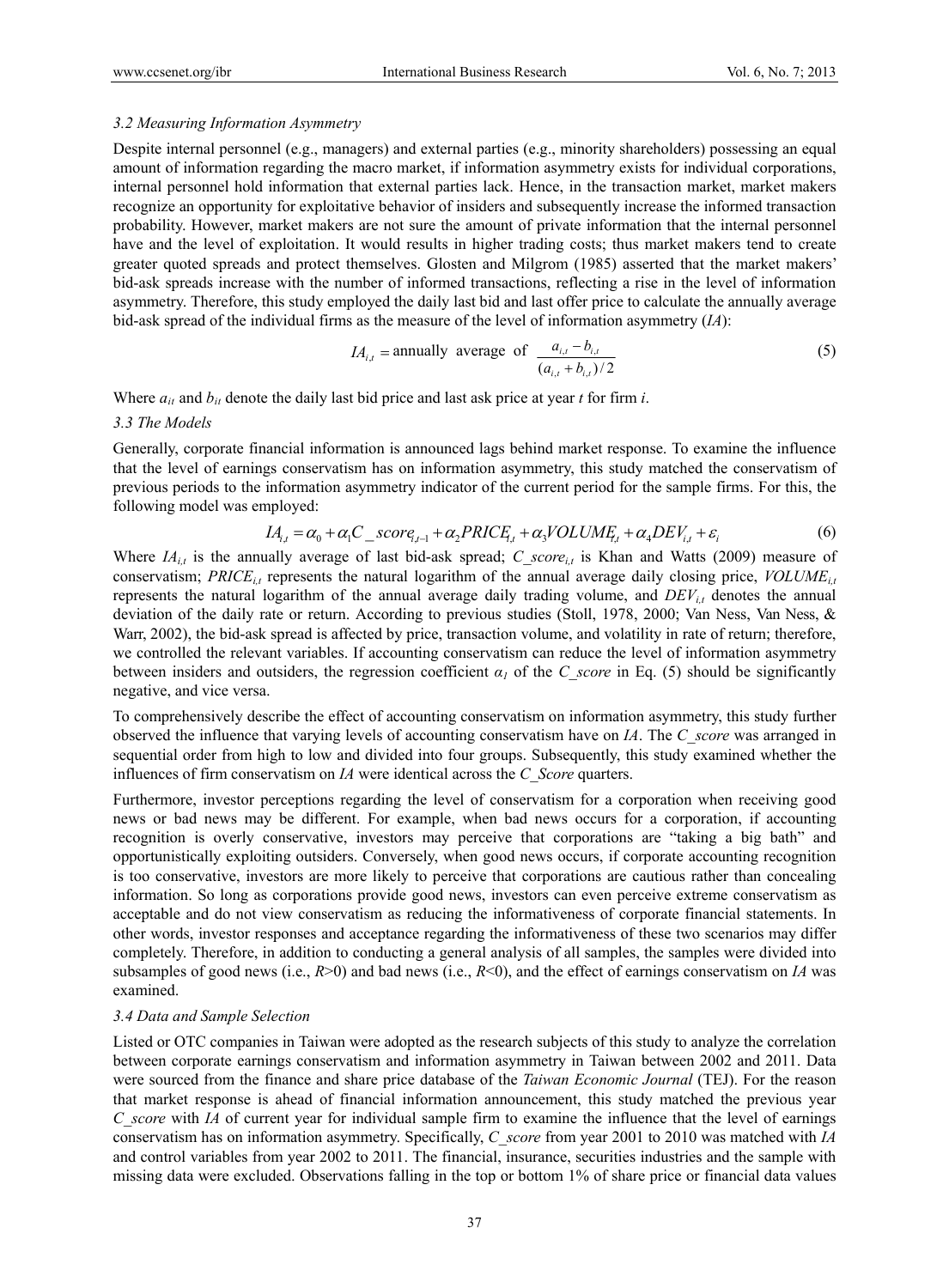### 3.2 Measuring Information Asymmetry

Despite internal personnel (e.g., managers) and external parties (e.g., minority shareholders) possessing an equal amount of information regarding the macro market, if information asymmetry exists for individual corporations, internal personnel hold information that external parties lack. Hence, in the transaction market, market makers recognize an opportunity for exploitative behavior of insiders and subsequently increase the informed transaction probability. However, market makers are not sure the amount of private information that the internal personnel have and the level of exploitation. It would results in higher trading costs; thus market makers tend to create greater quoted spreads and protect themselves. Glosten and Milgrom (1985) asserted that the market makers' bid-ask spreads increase with the number of informed transactions, reflecting a rise in the level of information asymmetry. Therefore, this study employed the daily last bid and last offer price to calculate the annually average bid-ask spread of the individual firms as the measure of the level of information asymmetry (*IA*):

$$IA_{i,t} = \text{annually average of } \frac{a_{i,t} - b_{i,t}}{(a_{i,t} + b_{i,t})/2} \tag{5}$$

Where $a_{it}$ and $b_{it}$ denote the daily last bid price and last ask price at year *t* for firm *i*.

### 3.3 The Models

Generally, corporate financial information is announced lags behind market response. To examine the influence that the level of earnings conservatism has on information asymmetry, this study matched the conservatism of previous periods to the information asymmetry indicator of the current period for the sample firms. For this, the following model was employed:

$$IA_{i,t} = \alpha_0 + \alpha_1 C\_score_{i,t-1} + \alpha_2 PRICE_{i,t} + \alpha_3 VOLUME_{i,t} + \alpha_4 DEV_{i,t} + \varepsilon_i \tag{6}$$

Where $IA_{i,t}$ is the annually average of last bid-ask spread; $C\_score_{i,t}$ is Khan and Watts (2009) measure of conservatism; $PRICE_{i,t}$ represents the natural logarithm of the annual average daily closing price, $VOLUME_{i,t}$ represents the natural logarithm of the annual average daily trading volume, and $DEV_{i,t}$ denotes the annual deviation of the daily rate or return. According to previous studies (Stoll, 1978, 2000; Van Ness, Van Ness, & Warr, 2002), the bid-ask spread is affected by price, transaction volume, and volatility in rate of return; therefore, we controlled the relevant variables. If accounting conservatism can reduce the level of information asymmetry between insiders and outsiders, the regression coefficient $\alpha_1$ of the *C_score* in Eq. (5) should be significantly negative, and vice versa.

To comprehensively describe the effect of accounting conservatism on information asymmetry, this study further observed the influence that varying levels of accounting conservatism have on *IA*. The *C_score* was arranged in sequential order from high to low and divided into four groups. Subsequently, this study examined whether the influences of firm conservatism on *IA* were identical across the *C_Score* quarters.

Furthermore, investor perceptions regarding the level of conservatism for a corporation when receiving good news or bad news may be different. For example, when bad news occurs for a corporation, if accounting recognition is overly conservative, investors may perceive that corporations are "taking a big bath" and opportunistically exploiting outsiders. Conversely, when good news occurs, if corporate accounting recognition is too conservative, investors are more likely to perceive that corporations are cautious rather than concealing information. So long as corporations provide good news, investors can even perceive extreme conservatism as acceptable and do not view conservatism as reducing the informativeness of corporate financial statements. In other words, investor responses and acceptance regarding the informativeness of these two scenarios may differ completely. Therefore, in addition to conducting a general analysis of all samples, the samples were divided into subsamples of good news (i.e., $R>0$) and bad news (i.e., $R<0$), and the effect of earnings conservatism on *IA* was examined.

### 3.4 Data and Sample Selection

Listed or OTC companies in Taiwan were adopted as the research subjects of this study to analyze the correlation between corporate earnings conservatism and information asymmetry in Taiwan between 2002 and 2011. Data were sourced from the finance and share price database of the *Taiwan Economic Journal* (TEJ). For the reason that market response is ahead of financial information announcement, this study matched the previous year *C_score* with *IA* of current year for individual sample firm to examine the influence that the level of earnings conservatism has on information asymmetry. Specifically, *C_score* from year 2001 to 2010 was matched with *IA* and control variables from year 2002 to 2011. The financial, insurance, securities industries and the sample with missing data were excluded. Observations falling in the top or bottom 1% of share price or financial data values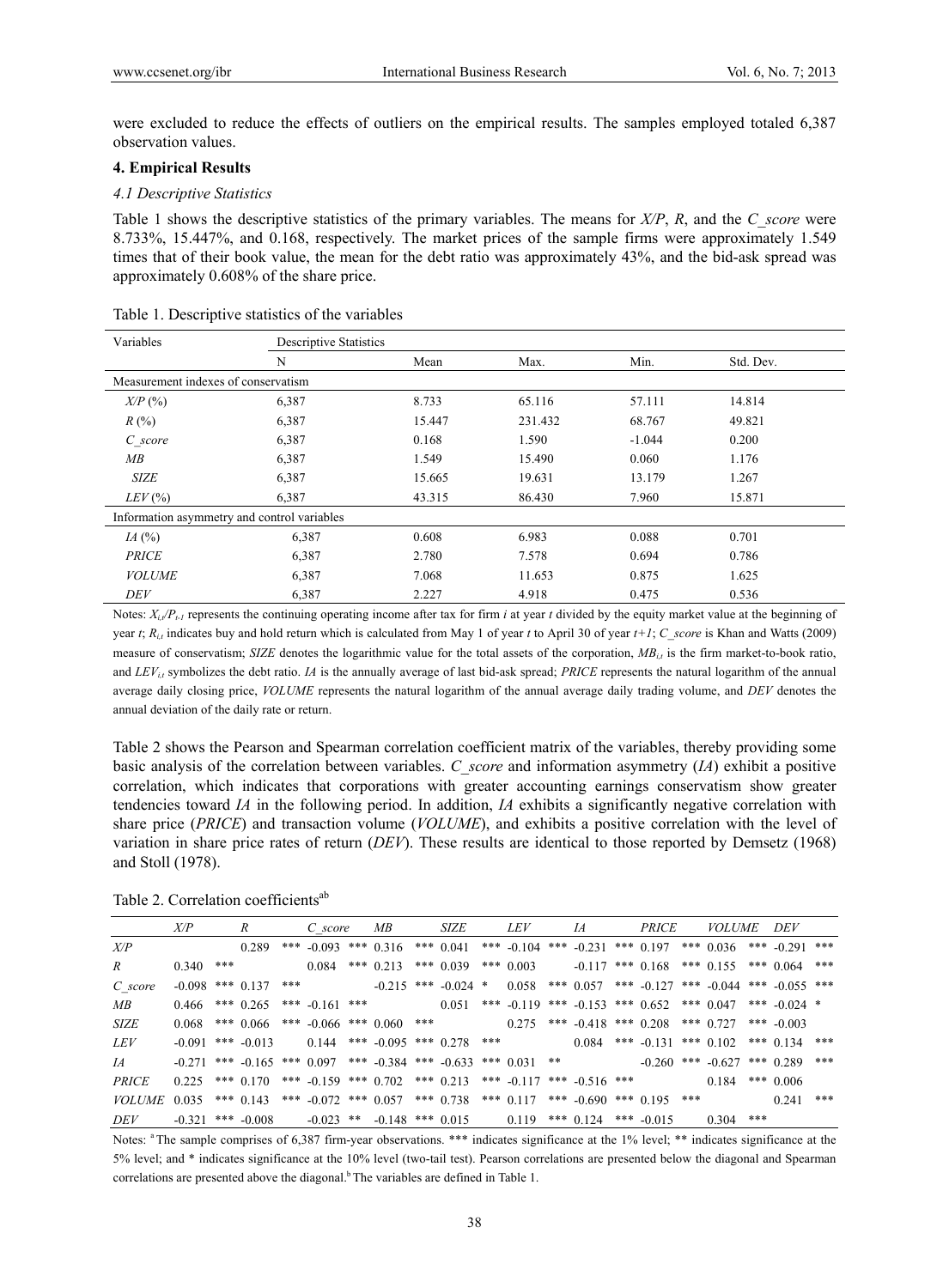were excluded to reduce the effects of outliers on the empirical results. The samples employed totaled 6,387 observation values.

## 4. Empirical Results

### 4.1 Descriptive Statistics

Table 1 shows the descriptive statistics of the primary variables. The means for *X/P*, *R*, and the *C_score* were 8.733%, 15.447%, and 0.168, respectively. The market prices of the sample firms were approximately 1.549 times that of their book value, the mean for the debt ratio was approximately 43%, and the bid-ask spread was approximately 0.608% of the share price.

Table 1. Descriptive statistics of the variables

| Variables | Descriptive Statistics | | | | |
|---|---|---|---|---|---|
| | N | Mean | Max. | Min. | Std. Dev. |
| Measurement indexes of conservatism | | | | | |
| *X/P* (%) | 6,387 | 8.733 | 65.116 | 57.111 | 14.814 |
| *R* (%) | 6,387 | 15.447 | 231.432 | 68.767 | 49.821 |
| *C_score* | 6,387 | 0.168 | 1.590 | -1.044 | 0.200 |
| *MB* | 6,387 | 1.549 | 15.490 | 0.060 | 1.176 |
| *SIZE* | 6,387 | 15.665 | 19.631 | 13.179 | 1.267 |
| *LEV* (%) | 6,387 | 43.315 | 86.430 | 7.960 | 15.871 |
| Information asymmetry and control variables | | | | | |
| *IA* (%) | 6,387 | 0.608 | 6.983 | 0.088 | 0.701 |
| *PRICE* | 6,387 | 2.780 | 7.578 | 0.694 | 0.786 |
| *VOLUME* | 6,387 | 7.068 | 11.653 | 0.875 | 1.625 |
| *DEV* | 6,387 | 2.227 | 4.918 | 0.475 | 0.536 |

Notes: $X_{i,t}/P_{t-1}$ represents the continuing operating income after tax for firm *i* at year *t* divided by the equity market value at the beginning of year *t*; $R_{i,t}$ indicates buy and hold return which is calculated from May 1 of year *t* to April 30 of year *t+1*; *C_score* is Khan and Watts (2009) measure of conservatism; *SIZE* denotes the logarithmic value for the total assets of the corporation, $MB_{i,t}$ is the firm market-to-book ratio, and $LEV_{i,t}$ symbolizes the debt ratio. *IA* is the annually average of last bid-ask spread; *PRICE* represents the natural logarithm of the annual average daily closing price, *VOLUME* represents the natural logarithm of the annual average daily trading volume, and *DEV* denotes the annual deviation of the daily rate or return.

Table 2 shows the Pearson and Spearman correlation coefficient matrix of the variables, thereby providing some basic analysis of the correlation between variables. *C_score* and information asymmetry (*IA*) exhibit a positive correlation, which indicates that corporations with greater accounting earnings conservatism show greater tendencies toward *IA* in the following period. In addition, *IA* exhibits a significantly negative correlation with share price (*PRICE*) and transaction volume (*VOLUME*), and exhibits a positive correlation with the level of variation in share price rates of return (*DEV*). These results are identical to those reported by Demsetz (1968) and Stoll (1978).

Table 2. Correlation coefficients[ab]

| | *X/P* | *R* | *C_score* | *MB* | *SIZE* | *LEV* | *IA* | *PRICE* | *VOLUME* | *DEV* |
|---|---|---|---|---|---|---|---|---|---|---|
| *X/P* | | 0.289 *** | -0.093 *** | 0.316 *** | 0.041 *** | -0.104 *** | -0.231 *** | 0.197 *** | 0.036 *** | -0.291 *** |
| *R* | 0.340 *** | | 0.084 *** | 0.213 *** | 0.039 *** | 0.003 | -0.117 *** | 0.168 *** | 0.155 *** | 0.064 *** |
| *C_score* | -0.098 *** | 0.137 *** | | -0.215 *** | -0.024 * | 0.058 *** | 0.057 *** | -0.127 *** | -0.044 *** | -0.055 *** |
| *MB* | 0.466 *** | 0.265 *** | -0.161 *** | | 0.051 *** | -0.119 *** | -0.153 *** | 0.652 *** | 0.047 *** | -0.024 * |
| *SIZE* | 0.068 *** | 0.066 *** | -0.066 *** | 0.060 *** | | 0.275 *** | -0.418 *** | 0.208 *** | 0.727 *** | -0.003 |
| *LEV* | -0.091 *** | -0.013 | 0.144 *** | -0.095 *** | 0.278 *** | | 0.084 *** | -0.131 *** | 0.102 *** | 0.134 *** |
| *IA* | -0.271 *** | -0.165 *** | 0.097 *** | -0.384 *** | -0.633 *** | 0.031 ** | | -0.260 *** | -0.627 *** | 0.289 *** |
| *PRICE* | 0.225 *** | 0.170 *** | -0.159 *** | 0.702 *** | 0.213 *** | -0.117 *** | -0.516 *** | | 0.184 *** | 0.006 |
| *VOLUME* | 0.035 *** | 0.143 *** | -0.072 *** | 0.057 *** | 0.738 *** | 0.117 *** | -0.690 *** | 0.195 *** | | 0.241 *** |
| *DEV* | -0.321 *** | -0.008 | -0.023 ** | -0.148 *** | 0.015 | 0.119 *** | 0.124 *** | -0.015 | 0.304 *** | |

Notes: [a] The sample comprises of 6,387 firm-year observations. *** indicates significance at the 1% level; ** indicates significance at the 5% level; and * indicates significance at the 10% level (two-tail test). Pearson correlations are presented below the diagonal and Spearman correlations are presented above the diagonal.[b] The variables are defined in Table 1.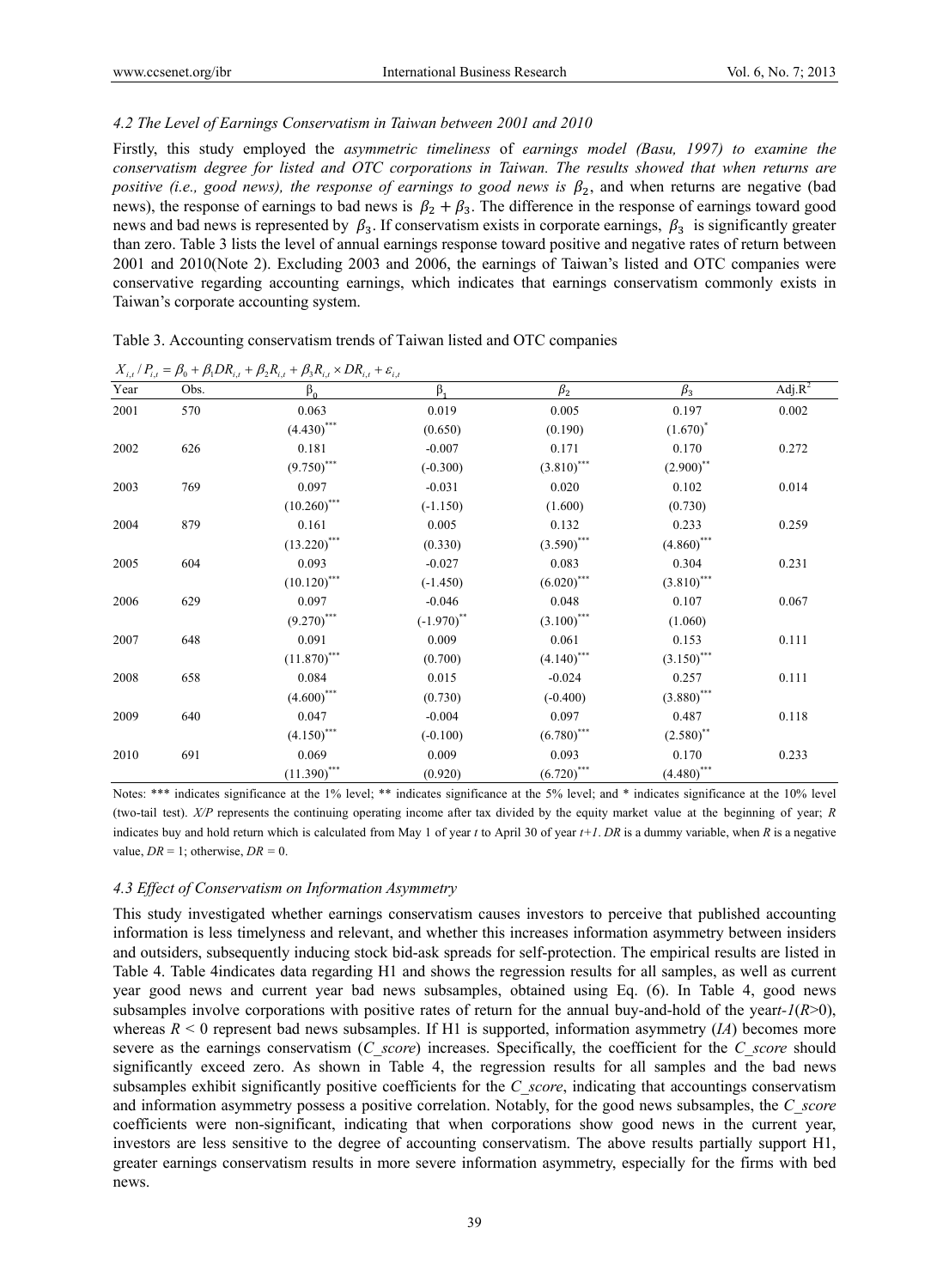### 4.2 The Level of Earnings Conservatism in Taiwan between 2001 and 2010

Firstly, this study employed the *asymmetric timeliness* of *earnings model (Basu, 1997) to examine the conservatism degree for listed and OTC corporations in Taiwan. The results showed that when returns are positive (i.e., good news), the response of earnings to good news is* $\beta_2$, and when returns are negative (bad news), the response of earnings to bad news is $\beta_2 + \beta_3$. The difference in the response of earnings toward good news and bad news is represented by $\beta_3$. If conservatism exists in corporate earnings, $\beta_3$ is significantly greater than zero. Table 3 lists the level of annual earnings response toward positive and negative rates of return between 2001 and 2010(Note 2). Excluding 2003 and 2006, the earnings of Taiwan's listed and OTC companies were conservative regarding accounting earnings, which indicates that earnings conservatism commonly exists in Taiwan's corporate accounting system.

Table 3. Accounting conservatism trends of Taiwan listed and OTC companies

$$X_{i,t}/P_{i,t} = \beta_0 + \beta_1 DR_{i,t} + \beta_2 R_{i,t} + \beta_3 R_{i,t} \times DR_{i,t} + \varepsilon_{i,t}$$

| Year | Obs. | $\beta_0$ | $\beta_1$ | $\beta_2$ | $\beta_3$ | Adj.$R^2$ |
|---|---|---|---|---|---|---|
| 2001 | 570 | 0.063 | 0.019 | 0.005 | 0.197 | 0.002 |
| | | (4.430)*** | (0.650) | (0.190) | (1.670)* | |
| 2002 | 626 | 0.181 | -0.007 | 0.171 | 0.170 | 0.272 |
| | | (9.750)*** | (-0.300) | (3.810)*** | (2.900)** | |
| 2003 | 769 | 0.097 | -0.031 | 0.020 | 0.102 | 0.014 |
| | | (10.260)*** | (-1.150) | (1.600) | (0.730) | |
| 2004 | 879 | 0.161 | 0.005 | 0.132 | 0.233 | 0.259 |
| | | (13.220)*** | (0.330) | (3.590)*** | (4.860)*** | |
| 2005 | 604 | 0.093 | -0.027 | 0.083 | 0.304 | 0.231 |
| | | (10.120)*** | (-1.450) | (6.020)*** | (3.810)*** | |
| 2006 | 629 | 0.097 | -0.046 | 0.048 | 0.107 | 0.067 |
| | | (9.270)*** | (-1.970)** | (3.100)*** | (1.060) | |
| 2007 | 648 | 0.091 | 0.009 | 0.061 | 0.153 | 0.111 |
| | | (11.870)*** | (0.700) | (4.140)*** | (3.150)*** | |
| 2008 | 658 | 0.084 | 0.015 | -0.024 | 0.257 | 0.111 |
| | | (4.600)*** | (0.730) | (-0.400) | (3.880)*** | |
| 2009 | 640 | 0.047 | -0.004 | 0.097 | 0.487 | 0.118 |
| | | (4.150)*** | (-0.100) | (6.780)*** | (2.580)** | |
| 2010 | 691 | 0.069 | 0.009 | 0.093 | 0.170 | 0.233 |
| | | (11.390)*** | (0.920) | (6.720)*** | (4.480)*** | |

Notes: *** indicates significance at the 1% level; ** indicates significance at the 5% level; and * indicates significance at the 10% level (two-tail test). *X/P* represents the continuing operating income after tax divided by the equity market value at the beginning of year; *R* indicates buy and hold return which is calculated from May 1 of year *t* to April 30 of year *t+1*. *DR* is a dummy variable, when *R* is a negative value, *DR* = 1; otherwise, *DR* = 0.

### 4.3 Effect of Conservatism on Information Asymmetry

This study investigated whether earnings conservatism causes investors to perceive that published accounting information is less timelyness and relevant, and whether this increases information asymmetry between insiders and outsiders, subsequently inducing stock bid-ask spreads for self-protection. The empirical results are listed in Table 4. Table 4indicates data regarding H1 and shows the regression results for all samples, as well as current year good news and current year bad news subsamples, obtained using Eq. (6). In Table 4, good news subsamples involve corporations with positive rates of return for the annual buy-and-hold of the year*t-1*(*R*>0), whereas *R* < 0 represent bad news subsamples. If H1 is supported, information asymmetry (*IA*) becomes more severe as the earnings conservatism (*C_score*) increases. Specifically, the coefficient for the *C_score* should significantly exceed zero. As shown in Table 4, the regression results for all samples and the bad news subsamples exhibit significantly positive coefficients for the *C_score*, indicating that accountings conservatism and information asymmetry possess a positive correlation. Notably, for the good news subsamples, the *C_score* coefficients were non-significant, indicating that when corporations show good news in the current year, investors are less sensitive to the degree of accounting conservatism. The above results partially support H1, greater earnings conservatism results in more severe information asymmetry, especially for the firms with bed news.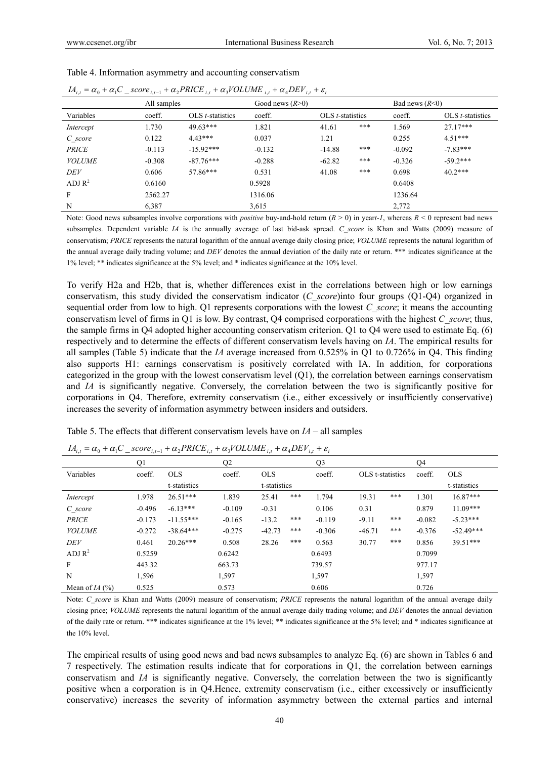Table 4. Information asymmetry and accounting conservatism

$$IA_{i,t} = \alpha_0 + \alpha_1 C\_score_{i,t-1} + \alpha_2 PRICE_{i,t} + \alpha_3 VOLUME_{i,t} + \alpha_4 DEV_{i,t} + \varepsilon_i$$

| | All samples | | Good news ($R$>0) | | Bad news ($R$<0) | |
|---|---|---|---|---|---|---|
| Variables | coeff. | OLS *t*-statistics | coeff. | OLS *t*-statistics | coeff. | OLS *t*-statistics |
| *Intercept* | 1.730 | 49.63*** | 1.821 | 41.61 *** | 1.569 | 27.17*** |
| *C_score* | 0.122 | 4.43*** | 0.037 | 1.21 | 0.255 | 4.51*** |
| *PRICE* | -0.113 | -15.92*** | -0.132 | -14.88 *** | -0.092 | -7.83*** |
| *VOLUME* | -0.308 | -87.76*** | -0.288 | -62.82 *** | -0.326 | -59.2*** |
| *DEV* | 0.606 | 57.86*** | 0.531 | 41.08 *** | 0.698 | 40.2*** |
| ADJ $R^2$ | 0.6160 | | 0.5928 | | 0.6408 | |
| F | 2562.27 | | 1316.06 | | 1236.64 | |
| N | 6,387 | | 3,615 | | 2,772 | |

Note: Good news subsamples involve corporations with *positive* buy-and-hold return ($R$ > 0) in year*t-1*, whereas $R$ < 0 represent bad news subsamples. Dependent variable *IA* is the annually average of last bid-ask spread. *C_score* is Khan and Watts (2009) measure of conservatism; *PRICE* represents the natural logarithm of the annual average daily closing price; *VOLUME* represents the natural logarithm of the annual average daily trading volume; and *DEV* denotes the annual deviation of the daily rate or return. *** indicates significance at the 1% level; ** indicates significance at the 5% level; and * indicates significance at the 10% level.

To verify H2a and H2b, that is, whether differences exist in the correlations between high or low earnings conservatism, this study divided the conservatism indicator (*C_score*)into four groups (Q1-Q4) organized in sequential order from low to high. Q1 represents corporations with the lowest *C_score*; it means the accounting conservatism level of firms in Q1 is low. By contrast, Q4 comprised corporations with the highest *C_score*; thus, the sample firms in Q4 adopted higher accounting conservatism criterion. Q1 to Q4 were used to estimate Eq. (6) respectively and to determine the effects of different conservatism levels having on *IA*. The empirical results for all samples (Table 5) indicate that the *IA* average increased from 0.525% in Q1 to 0.726% in Q4. This finding also supports H1: earnings conservatism is positively correlated with IA. In addition, for corporations categorized in the group with the lowest conservatism level (Q1), the correlation between earnings conservatism and *IA* is significantly negative. Conversely, the correlation between the two is significantly positive for corporations in Q4. Therefore, extremity conservatism (i.e., either excessively or insufficiently conservative) increases the severity of information asymmetry between insiders and outsiders.

Table 5. The effects that different conservatism levels have on *IA* – all samples

$$IA_{i,t} = \alpha_0 + \alpha_1 C\_score_{i,t-1} + \alpha_2 PRICE_{i,t} + \alpha_3 VOLUME_{i,t} + \alpha_4 DEV_{i,t} + \varepsilon_i$$

| | Q1 | | Q2 | | Q3 | | Q4 | |
|---|---|---|---|---|---|---|---|---|
| Variables | coeff. | OLS t-statistics | coeff. | OLS t-statistics | coeff. | OLS t-statistics | coeff. | OLS t-statistics |
| *Intercept* | 1.978 | 26.51*** | 1.839 | 25.41 *** | 1.794 | 19.31 *** | 1.301 | 16.87*** |
| *C_score* | -0.496 | -6.13*** | -0.109 | -0.31 | 0.106 | 0.31 | 0.879 | 11.09*** |
| *PRICE* | -0.173 | -11.55*** | -0.165 | -13.2 *** | -0.119 | -9.11 *** | -0.082 | -5.23*** |
| *VOLUME* | -0.272 | -38.64*** | -0.275 | -42.73 *** | -0.306 | -46.71 *** | -0.376 | -52.49*** |
| *DEV* | 0.461 | 20.26*** | 0.508 | 28.26 *** | 0.563 | 30.77 *** | 0.856 | 39.51*** |
| ADJ $R^2$ | 0.5259 | | 0.6242 | | 0.6493 | | 0.7099 | |
| F | 443.32 | | 663.73 | | 739.57 | | 977.17 | |
| N | 1,596 | | 1,597 | | 1,597 | | 1,597 | |
| Mean of *IA* (%) | 0.525 | | 0.573 | | 0.606 | | 0.726 | |

Note: *C_score* is Khan and Watts (2009) measure of conservatism; *PRICE* represents the natural logarithm of the annual average daily closing price; *VOLUME* represents the natural logarithm of the annual average daily trading volume; and *DEV* denotes the annual deviation of the daily rate or return. *** indicates significance at the 1% level; ** indicates significance at the 5% level; and * indicates significance at the 10% level.

The empirical results of using good news and bad news subsamples to analyze Eq. (6) are shown in Tables 6 and 7 respectively. The estimation results indicate that for corporations in Q1, the correlation between earnings conservatism and *IA* is significantly negative. Conversely, the correlation between the two is significantly positive when a corporation is in Q4.Hence, extremity conservatism (i.e., either excessively or insufficiently conservative) increases the severity of information asymmetry between the external parties and internal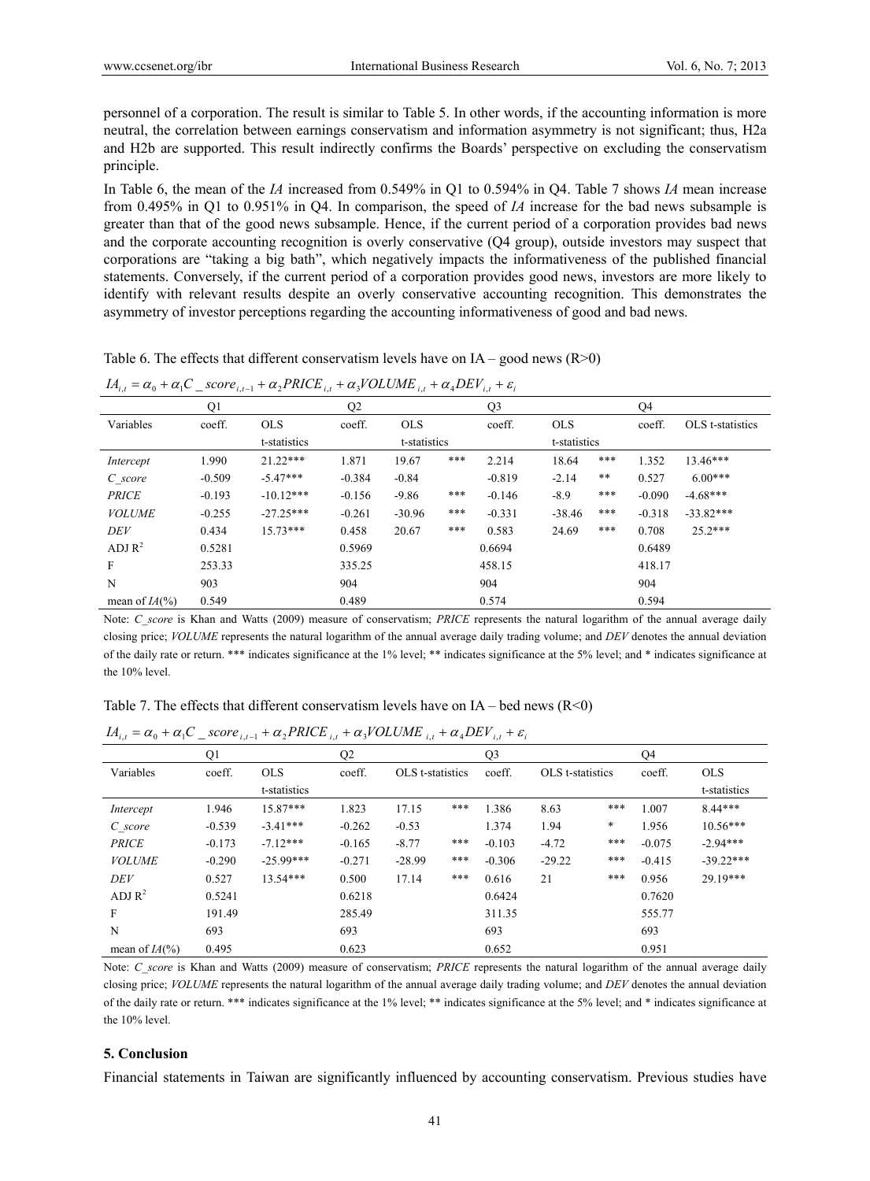personnel of a corporation. The result is similar to Table 5. In other words, if the accounting information is more neutral, the correlation between earnings conservatism and information asymmetry is not significant; thus, H2a and H2b are supported. This result indirectly confirms the Boards' perspective on excluding the conservatism principle.

In Table 6, the mean of the *IA* increased from 0.549% in Q1 to 0.594% in Q4. Table 7 shows *IA* mean increase from 0.495% in Q1 to 0.951% in Q4. In comparison, the speed of *IA* increase for the bad news subsample is greater than that of the good news subsample. Hence, if the current period of a corporation provides bad news and the corporate accounting recognition is overly conservative (Q4 group), outside investors may suspect that corporations are "taking a big bath", which negatively impacts the informativeness of the published financial statements. Conversely, if the current period of a corporation provides good news, investors are more likely to identify with relevant results despite an overly conservative accounting recognition. This demonstrates the asymmetry of investor perceptions regarding the accounting informativeness of good and bad news.

Table 6. The effects that different conservatism levels have on IA – good news (R>0)

$$IA_{i,t} = \alpha_0 + \alpha_1 C\_score_{i,t-1} + \alpha_2 PRICE_{i,t} + \alpha_3 VOLUME_{i,t} + \alpha_4 DEV_{i,t} + \varepsilon_i$$

| | Q1 | | Q2 | | Q3 | | Q4 | |
|---|---|---|---|---|---|---|---|---|
| Variables | coeff. | OLS t-statistics | coeff. | OLS t-statistics | coeff. | OLS t-statistics | coeff. | OLS t-statistics |
| *Intercept* | 1.990 | 21.22*** | 1.871 | 19.67 *** | 2.214 | 18.64 *** | 1.352 | 13.46*** |
| *C_score* | -0.509 | -5.47*** | -0.384 | -0.84 | -0.819 | -2.14 ** | 0.527 | 6.00*** |
| *PRICE* | -0.193 | -10.12*** | -0.156 | -9.86 *** | -0.146 | -8.9 *** | -0.090 | -4.68*** |
| *VOLUME* | -0.255 | -27.25*** | -0.261 | -30.96 *** | -0.331 | -38.46 *** | -0.318 | -33.82*** |
| *DEV* | 0.434 | 15.73*** | 0.458 | 20.67 *** | 0.583 | 24.69 *** | 0.708 | 25.2*** |
| ADJ $R^2$ | 0.5281 | | 0.5969 | | 0.6694 | | 0.6489 | |
| F | 253.33 | | 335.25 | | 458.15 | | 418.17 | |
| N | 903 | | 904 | | 904 | | 904 | |
| mean of *IA*(%) | 0.549 | | 0.489 | | 0.574 | | 0.594 | |

Note: *C_score* is Khan and Watts (2009) measure of conservatism; *PRICE* represents the natural logarithm of the annual average daily closing price; *VOLUME* represents the natural logarithm of the annual average daily trading volume; and *DEV* denotes the annual deviation of the daily rate or return. *** indicates significance at the 1% level; ** indicates significance at the 5% level; and * indicates significance at the 10% level.

Table 7. The effects that different conservatism levels have on IA – bed news (R<0)

$$IA_{i,t} = \alpha_0 + \alpha_1 C\_score_{i,t-1} + \alpha_2 PRICE_{i,t} + \alpha_3 VOLUME_{i,t} + \alpha_4 DEV_{i,t} + \varepsilon_i$$

| | Q1 | | Q2 | | Q3 | | Q4 | |
|---|---|---|---|---|---|---|---|---|
| Variables | coeff. | OLS t-statistics | coeff. | OLS t-statistics | coeff. | OLS t-statistics | coeff. | OLS t-statistics |
| *Intercept* | 1.946 | 15.87*** | 1.823 | 17.15 *** | 1.386 | 8.63 *** | 1.007 | 8.44*** |
| *C_score* | -0.539 | -3.41*** | -0.262 | -0.53 | 1.374 | 1.94 * | 1.956 | 10.56*** |
| *PRICE* | -0.173 | -7.12*** | -0.165 | -8.77 *** | -0.103 | -4.72 *** | -0.075 | -2.94*** |
| *VOLUME* | -0.290 | -25.99*** | -0.271 | -28.99 *** | -0.306 | -29.22 *** | -0.415 | -39.22*** |
| *DEV* | 0.527 | 13.54*** | 0.500 | 17.14 *** | 0.616 | 21 *** | 0.956 | 29.19*** |
| ADJ $R^2$ | 0.5241 | | 0.6218 | | 0.6424 | | 0.7620 | |
| F | 191.49 | | 285.49 | | 311.35 | | 555.77 | |
| N | 693 | | 693 | | 693 | | 693 | |
| mean of *IA*(%) | 0.495 | | 0.623 | | 0.652 | | 0.951 | |

Note: *C_score* is Khan and Watts (2009) measure of conservatism; *PRICE* represents the natural logarithm of the annual average daily closing price; *VOLUME* represents the natural logarithm of the annual average daily trading volume; and *DEV* denotes the annual deviation of the daily rate or return. *** indicates significance at the 1% level; ** indicates significance at the 5% level; and * indicates significance at the 10% level.

## 5. Conclusion

Financial statements in Taiwan are significantly influenced by accounting conservatism. Previous studies have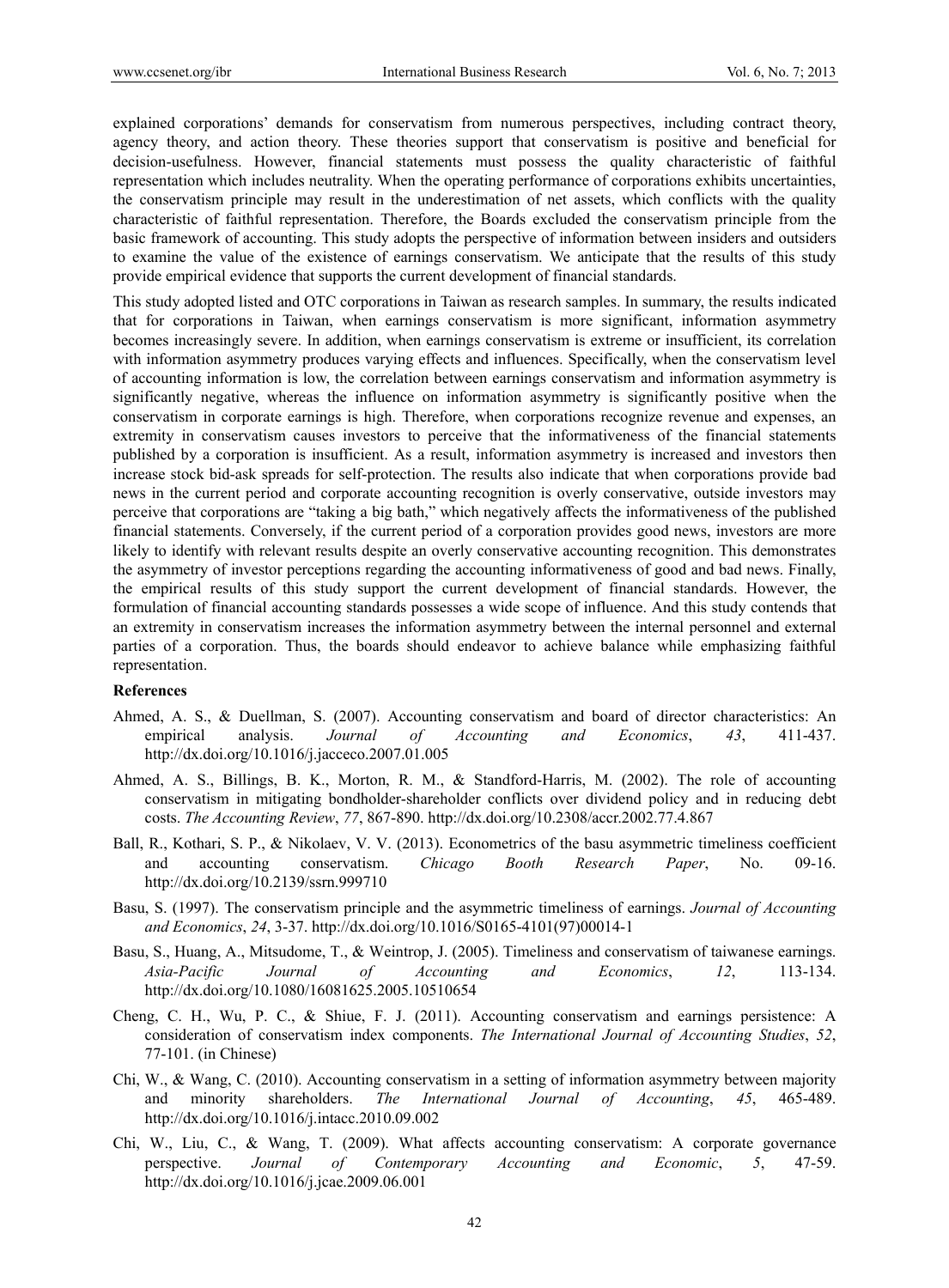explained corporations' demands for conservatism from numerous perspectives, including contract theory, agency theory, and action theory. These theories support that conservatism is positive and beneficial for decision-usefulness. However, financial statements must possess the quality characteristic of faithful representation which includes neutrality. When the operating performance of corporations exhibits uncertainties, the conservatism principle may result in the underestimation of net assets, which conflicts with the quality characteristic of faithful representation. Therefore, the Boards excluded the conservatism principle from the basic framework of accounting. This study adopts the perspective of information between insiders and outsiders to examine the value of the existence of earnings conservatism. We anticipate that the results of this study provide empirical evidence that supports the current development of financial standards.

This study adopted listed and OTC corporations in Taiwan as research samples. In summary, the results indicated that for corporations in Taiwan, when earnings conservatism is more significant, information asymmetry becomes increasingly severe. In addition, when earnings conservatism is extreme or insufficient, its correlation with information asymmetry produces varying effects and influences. Specifically, when the conservatism level of accounting information is low, the correlation between earnings conservatism and information asymmetry is significantly negative, whereas the influence on information asymmetry is significantly positive when the conservatism in corporate earnings is high. Therefore, when corporations recognize revenue and expenses, an extremity in conservatism causes investors to perceive that the informativeness of the financial statements published by a corporation is insufficient. As a result, information asymmetry is increased and investors then increase stock bid-ask spreads for self-protection. The results also indicate that when corporations provide bad news in the current period and corporate accounting recognition is overly conservative, outside investors may perceive that corporations are "taking a big bath," which negatively affects the informativeness of the published financial statements. Conversely, if the current period of a corporation provides good news, investors are more likely to identify with relevant results despite an overly conservative accounting recognition. This demonstrates the asymmetry of investor perceptions regarding the accounting informativeness of good and bad news. Finally, the empirical results of this study support the current development of financial standards. However, the formulation of financial accounting standards possesses a wide scope of influence. And this study contends that an extremity in conservatism increases the information asymmetry between the internal personnel and external parties of a corporation. Thus, the boards should endeavor to achieve balance while emphasizing faithful representation.

**References**

Ahmed, A. S., & Duellman, S. (2007). Accounting conservatism and board of director characteristics: An empirical analysis. *Journal of Accounting and Economics*, *43*, 411-437. http://dx.doi.org/10.1016/j.jacceco.2007.01.005

Ahmed, A. S., Billings, B. K., Morton, R. M., & Standford-Harris, M. (2002). The role of accounting conservatism in mitigating bondholder-shareholder conflicts over dividend policy and in reducing debt costs. *The Accounting Review*, *77*, 867-890. http://dx.doi.org/10.2308/accr.2002.77.4.867

Ball, R., Kothari, S. P., & Nikolaev, V. V. (2013). Econometrics of the basu asymmetric timeliness coefficient and accounting conservatism. *Chicago Booth Research Paper*, No. 09-16. http://dx.doi.org/10.2139/ssrn.999710

Basu, S. (1997). The conservatism principle and the asymmetric timeliness of earnings. *Journal of Accounting and Economics*, *24*, 3-37. http://dx.doi.org/10.1016/S0165-4101(97)00014-1

Basu, S., Huang, A., Mitsudome, T., & Weintrop, J. (2005). Timeliness and conservatism of taiwanese earnings. *Asia-Pacific Journal of Accounting and Economics*, *12*, 113-134. http://dx.doi.org/10.1080/16081625.2005.10510654

Cheng, C. H., Wu, P. C., & Shiue, F. J. (2011). Accounting conservatism and earnings persistence: A consideration of conservatism index components. *The International Journal of Accounting Studies*, *52*, 77-101. (in Chinese)

Chi, W., & Wang, C. (2010). Accounting conservatism in a setting of information asymmetry between majority and minority shareholders. *The International Journal of Accounting*, *45*, 465-489. http://dx.doi.org/10.1016/j.intacc.2010.09.002

Chi, W., Liu, C., & Wang, T. (2009). What affects accounting conservatism: A corporate governance perspective. *Journal of Contemporary Accounting and Economic*, *5*, 47-59. http://dx.doi.org/10.1016/j.jcae.2009.06.001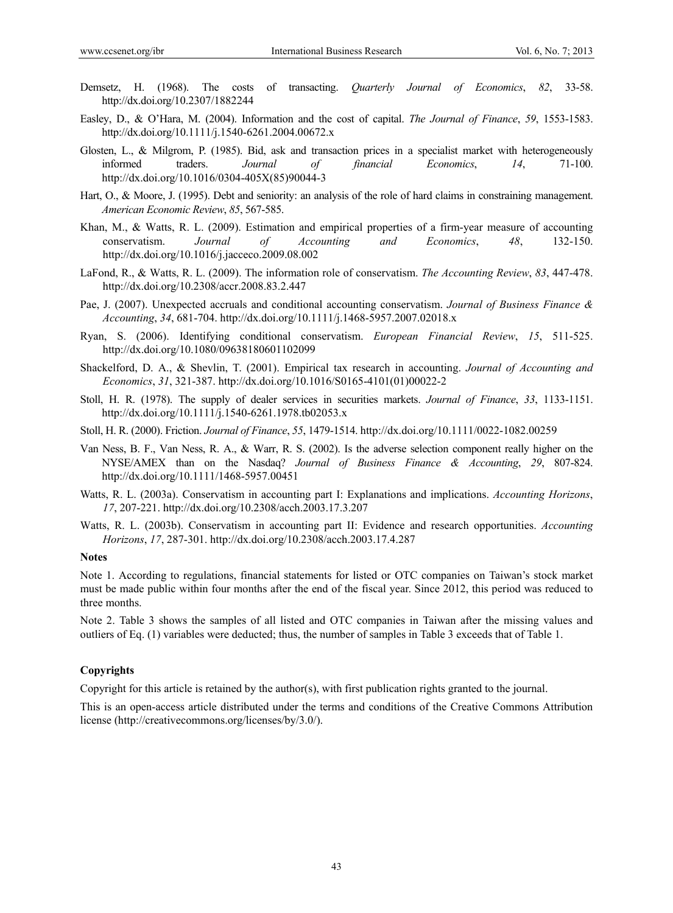Demsetz, H. (1968). The costs of transacting. *Quarterly Journal of Economics*, *82*, 33-58. http://dx.doi.org/10.2307/1882244

Easley, D., & O'Hara, M. (2004). Information and the cost of capital. *The Journal of Finance*, *59*, 1553-1583. http://dx.doi.org/10.1111/j.1540-6261.2004.00672.x

Glosten, L., & Milgrom, P. (1985). Bid, ask and transaction prices in a specialist market with heterogeneously informed traders. *Journal of financial Economics*, *14*, 71-100. http://dx.doi.org/10.1016/0304-405X(85)90044-3

Hart, O., & Moore, J. (1995). Debt and seniority: an analysis of the role of hard claims in constraining management. *American Economic Review*, *85*, 567-585.

Khan, M., & Watts, R. L. (2009). Estimation and empirical properties of a firm-year measure of accounting conservatism. *Journal of Accounting and Economics*, *48*, 132-150. http://dx.doi.org/10.1016/j.jacceco.2009.08.002

LaFond, R., & Watts, R. L. (2009). The information role of conservatism. *The Accounting Review*, *83*, 447-478. http://dx.doi.org/10.2308/accr.2008.83.2.447

Pae, J. (2007). Unexpected accruals and conditional accounting conservatism. *Journal of Business Finance & Accounting*, *34*, 681-704. http://dx.doi.org/10.1111/j.1468-5957.2007.02018.x

Ryan, S. (2006). Identifying conditional conservatism. *European Financial Review*, *15*, 511-525. http://dx.doi.org/10.1080/09638180601102099

Shackelford, D. A., & Shevlin, T. (2001). Empirical tax research in accounting. *Journal of Accounting and Economics*, *31*, 321-387. http://dx.doi.org/10.1016/S0165-4101(01)00022-2

Stoll, H. R. (1978). The supply of dealer services in securities markets. *Journal of Finance*, *33*, 1133-1151. http://dx.doi.org/10.1111/j.1540-6261.1978.tb02053.x

Stoll, H. R. (2000). Friction. *Journal of Finance*, *55*, 1479-1514. http://dx.doi.org/10.1111/0022-1082.00259

Van Ness, B. F., Van Ness, R. A., & Warr, R. S. (2002). Is the adverse selection component really higher on the NYSE/AMEX than on the Nasdaq? *Journal of Business Finance & Accounting*, *29*, 807-824. http://dx.doi.org/10.1111/1468-5957.00451

Watts, R. L. (2003a). Conservatism in accounting part I: Explanations and implications. *Accounting Horizons*, *17*, 207-221. http://dx.doi.org/10.2308/acch.2003.17.3.207

Watts, R. L. (2003b). Conservatism in accounting part II: Evidence and research opportunities. *Accounting Horizons*, *17*, 287-301. http://dx.doi.org/10.2308/acch.2003.17.4.287

**Notes**

Note 1. According to regulations, financial statements for listed or OTC companies on Taiwan's stock market must be made public within four months after the end of the fiscal year. Since 2012, this period was reduced to three months.

Note 2. Table 3 shows the samples of all listed and OTC companies in Taiwan after the missing values and outliers of Eq. (1) variables were deducted; thus, the number of samples in Table 3 exceeds that of Table 1.

**Copyrights**

Copyright for this article is retained by the author(s), with first publication rights granted to the journal.

This is an open-access article distributed under the terms and conditions of the Creative Commons Attribution license (http://creativecommons.org/licenses/by/3.0/).